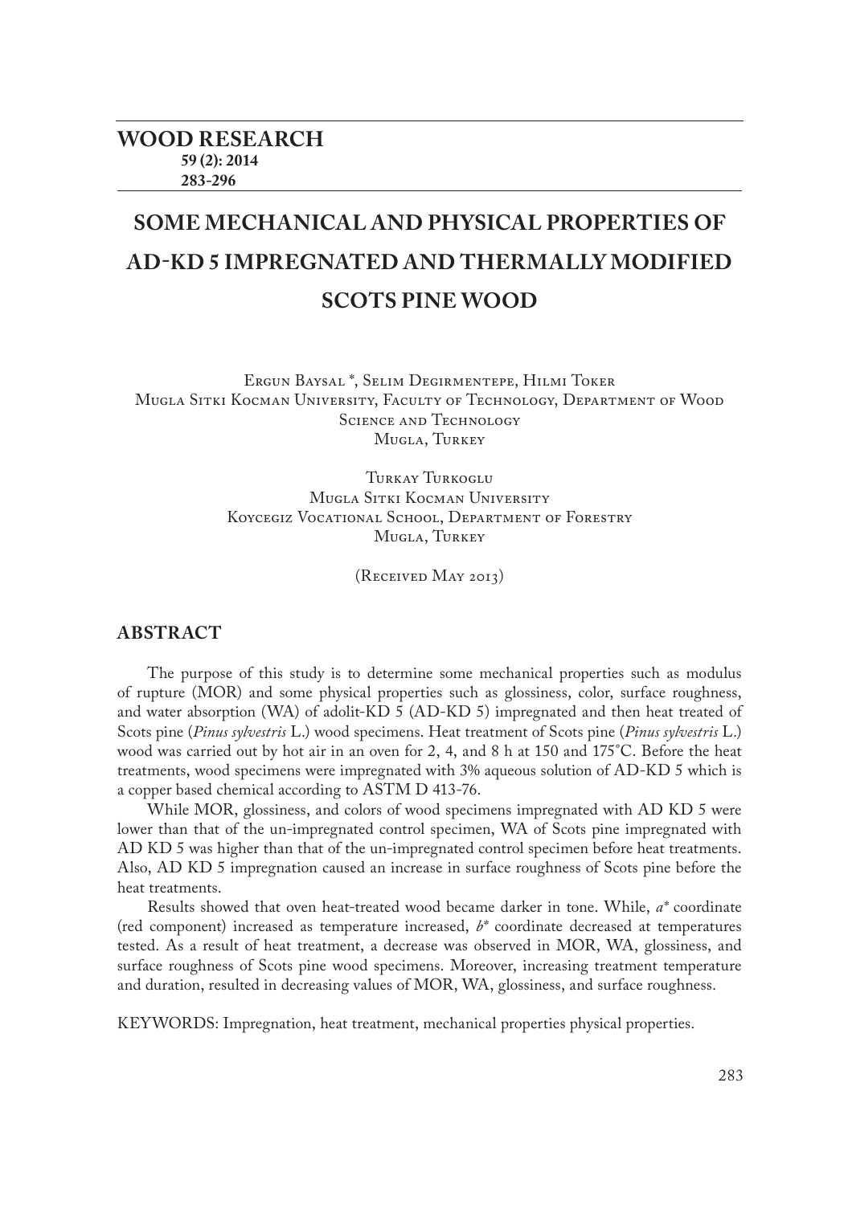# SOME MECHANICAL AND PHYSICAL PROPERTIES OF AD-KD 5 IMPREGNATED AND THERMALLY MODIFIED SCOTS PINE WOOD

Ergun Baysal *, Selim Degirmentepe, Hilmi Toker
Mugla Sitki Kocman University, Faculty of Technology, Department of Wood Science and Technology
Mugla, Turkey

Turkay Turkoglu
Mugla Sitki Kocman University
Koycegiz Vocational School, Department of Forestry
Mugla, Turkey

(Received May 2013)

## ABSTRACT

The purpose of this study is to determine some mechanical properties such as modulus of rupture (MOR) and some physical properties such as glossiness, color, surface roughness, and water absorption (WA) of adolit-KD 5 (AD-KD 5) impregnated and then heat treated of Scots pine (*Pinus sylvestris* L.) wood specimens. Heat treatment of Scots pine (*Pinus sylvestris* L.) wood was carried out by hot air in an oven for 2, 4, and 8 h at 150 and 175°C. Before the heat treatments, wood specimens were impregnated with 3% aqueous solution of AD-KD 5 which is a copper based chemical according to ASTM D 413-76.

While MOR, glossiness, and colors of wood specimens impregnated with AD KD 5 were lower than that of the un-impregnated control specimen, WA of Scots pine impregnated with AD KD 5 was higher than that of the un-impregnated control specimen before heat treatments. Also, AD KD 5 impregnation caused an increase in surface roughness of Scots pine before the heat treatments.

Results showed that oven heat-treated wood became darker in tone. While, $a^*$ coordinate (red component) increased as temperature increased, $b^*$ coordinate decreased at temperatures tested. As a result of heat treatment, a decrease was observed in MOR, WA, glossiness, and surface roughness of Scots pine wood specimens. Moreover, increasing treatment temperature and duration, resulted in decreasing values of MOR, WA, glossiness, and surface roughness.

KEYWORDS: Impregnation, heat treatment, mechanical properties physical properties.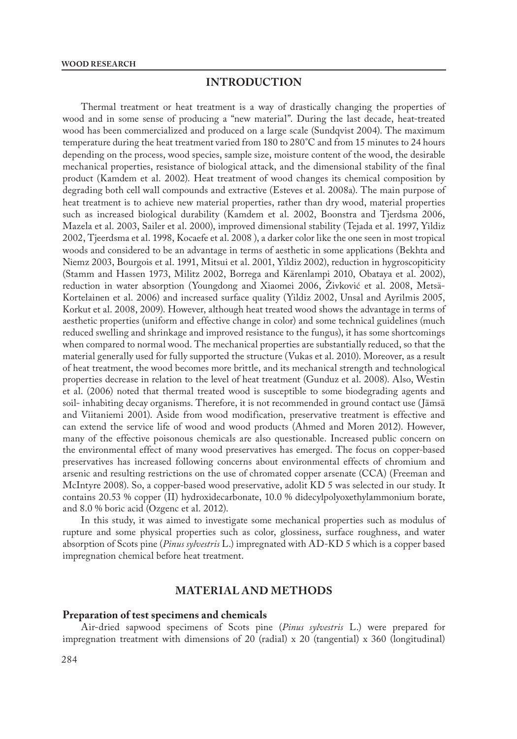## INTRODUCTION

Thermal treatment or heat treatment is a way of drastically changing the properties of wood and in some sense of producing a "new material". During the last decade, heat-treated wood has been commercialized and produced on a large scale (Sundqvist 2004). The maximum temperature during the heat treatment varied from 180 to 280°C and from 15 minutes to 24 hours depending on the process, wood species, sample size, moisture content of the wood, the desirable mechanical properties, resistance of biological attack, and the dimensional stability of the final product (Kamdem et al. 2002). Heat treatment of wood changes its chemical composition by degrading both cell wall compounds and extractive (Esteves et al. 2008a). The main purpose of heat treatment is to achieve new material properties, rather than dry wood, material properties such as increased biological durability (Kamdem et al. 2002, Boonstra and Tjerdsma 2006, Mazela et al. 2003, Sailer et al. 2000), improved dimensional stability (Tejada et al. 1997, Yildiz 2002, Tjeerdsma et al. 1998, Kocaefe et al. 2008 ), a darker color like the one seen in most tropical woods and considered to be an advantage in terms of aesthetic in some applications (Bekhta and Niemz 2003, Bourgois et al. 1991, Mitsui et al. 2001, Yildiz 2002), reduction in hygroscopiticity (Stamm and Hassen 1973, Militz 2002, Borrega and Kärenlampi 2010, Obataya et al. 2002), reduction in water absorption (Youngdong and Xiaomei 2006, Živković et al. 2008, Metsä-Kortelainen et al. 2006) and increased surface quality (Yildiz 2002, Unsal and Ayrilmis 2005, Korkut et al. 2008, 2009). However, although heat treated wood shows the advantage in terms of aesthetic properties (uniform and effective change in color) and some technical guidelines (much reduced swelling and shrinkage and improved resistance to the fungus), it has some shortcomings when compared to normal wood. The mechanical properties are substantially reduced, so that the material generally used for fully supported the structure (Vukas et al. 2010). Moreover, as a result of heat treatment, the wood becomes more brittle, and its mechanical strength and technological properties decrease in relation to the level of heat treatment (Gunduz et al. 2008). Also, Westin et al. (2006) noted that thermal treated wood is susceptible to some biodegrading agents and soil- inhabiting decay organisms. Therefore, it is not recommended in ground contact use (Jämsä and Viitaniemi 2001). Aside from wood modification, preservative treatment is effective and can extend the service life of wood and wood products (Ahmed and Moren 2012). However, many of the effective poisonous chemicals are also questionable. Increased public concern on the environmental effect of many wood preservatives has emerged. The focus on copper-based preservatives has increased following concerns about environmental effects of chromium and arsenic and resulting restrictions on the use of chromated copper arsenate (CCA) (Freeman and McIntyre 2008). So, a copper-based wood preservative, adolit KD 5 was selected in our study. It contains 20.53 % copper (II) hydroxidecarbonate, 10.0 % didecylpolyoxethylammonium borate, and 8.0 % boric acid (Ozgenc et al. 2012).

In this study, it was aimed to investigate some mechanical properties such as modulus of rupture and some physical properties such as color, glossiness, surface roughness, and water absorption of Scots pine (*Pinus sylvestris* L.) impregnated with AD-KD 5 which is a copper based impregnation chemical before heat treatment.

## MATERIAL AND METHODS

### Preparation of test specimens and chemicals

Air-dried sapwood specimens of Scots pine (*Pinus sylvestris* L.) were prepared for impregnation treatment with dimensions of 20 (radial) x 20 (tangential) x 360 (longitudinal)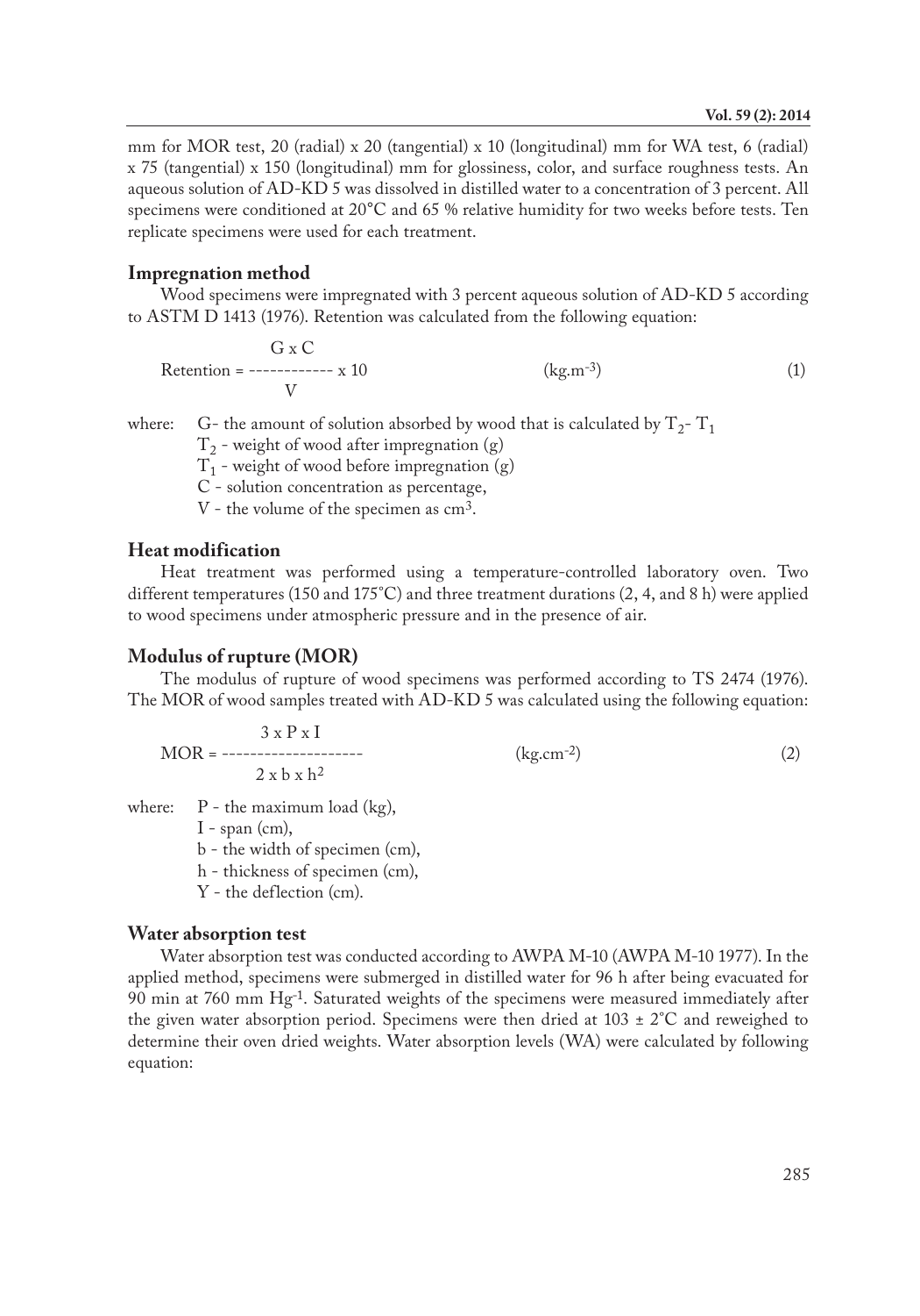mm for MOR test, 20 (radial) x 20 (tangential) x 10 (longitudinal) mm for WA test, 6 (radial) x 75 (tangential) x 150 (longitudinal) mm for glossiness, color, and surface roughness tests. An aqueous solution of AD-KD 5 was dissolved in distilled water to a concentration of 3 percent. All specimens were conditioned at 20°C and 65 % relative humidity for two weeks before tests. Ten replicate specimens were used for each treatment.

## Impregnation method

Wood specimens were impregnated with 3 percent aqueous solution of AD-KD 5 according to ASTM D 1413 (1976). Retention was calculated from the following equation:

$$\text{Retention} = \frac{G \times C}{V} \times 10 \qquad (\text{kg.m}^{-3}) \qquad (1)$$

where: G - the amount of solution absorbed by wood that is calculated by $T_2$ - $T_1$

$T_2$ - weight of wood after impregnation (g)

$T_1$ - weight of wood before impregnation (g)

C - solution concentration as percentage,

V - the volume of the specimen as $cm^3$.

## Heat modification

Heat treatment was performed using a temperature-controlled laboratory oven. Two different temperatures (150 and 175°C) and three treatment durations (2, 4, and 8 h) were applied to wood specimens under atmospheric pressure and in the presence of air.

## Modulus of rupture (MOR)

The modulus of rupture of wood specimens was performed according to TS 2474 (1976). The MOR of wood samples treated with AD-KD 5 was calculated using the following equation:

$$\text{MOR} = \frac{3 \times P \times I}{2 \times b \times h^2} \qquad (\text{kg.cm}^{-2}) \qquad (2)$$

where: P - the maximum load (kg),

I - span (cm),

b - the width of specimen (cm),

h - thickness of specimen (cm),

Y - the deflection (cm).

## Water absorption test

Water absorption test was conducted according to AWPA M-10 (AWPA M-10 1977). In the applied method, specimens were submerged in distilled water for 96 h after being evacuated for 90 min at 760 mm $Hg^{-1}$. Saturated weights of the specimens were measured immediately after the given water absorption period. Specimens were then dried at 103 ± 2°C and reweighed to determine their oven dried weights. Water absorption levels (WA) were calculated by following equation: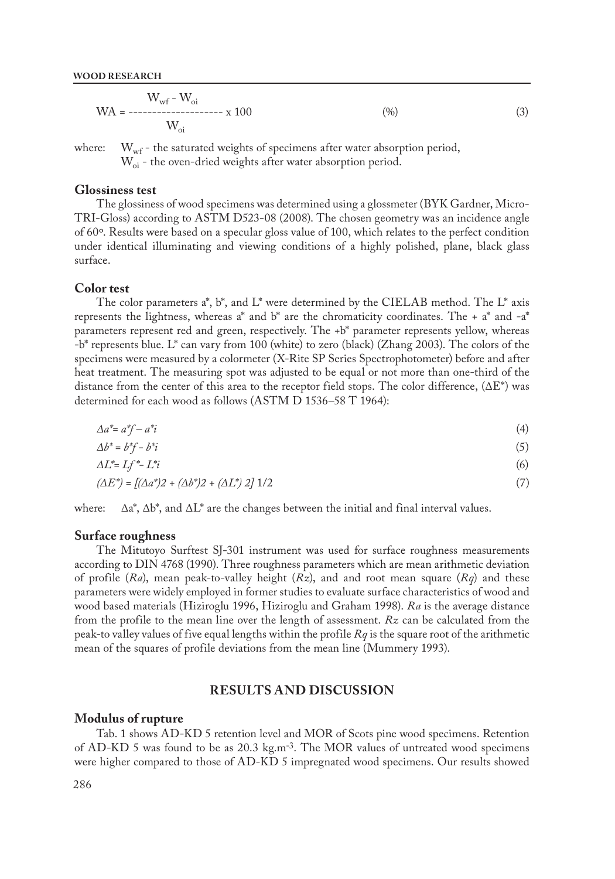$$WA = \frac{W_{wf} - W_{oi}}{W_{oi}} \times 100 \quad (\%) \tag{3}$$

where: $W_{wf}$ - the saturated weights of specimens after water absorption period,
$W_{oi}$ - the oven-dried weights after water absorption period.

### Glossiness test

The glossiness of wood specimens was determined using a glossmeter (BYK Gardner, Micro-TRI-Gloss) according to ASTM D523-08 (2008). The chosen geometry was an incidence angle of 60º. Results were based on a specular gloss value of 100, which relates to the perfect condition under identical illuminating and viewing conditions of a highly polished, plane, black glass surface.

### Color test

The color parameters a*, b*, and L* were determined by the CIELAB method. The L* axis represents the lightness, whereas a* and b* are the chromaticity coordinates. The + a* and -a* parameters represent red and green, respectively. The +b* parameter represents yellow, whereas -b* represents blue. L* can vary from 100 (white) to zero (black) (Zhang 2003). The colors of the specimens were measured by a colormeter (X-Rite SP Series Spectrophotometer) before and after heat treatment. The measuring spot was adjusted to be equal or not more than one-third of the distance from the center of this area to the receptor field stops. The color difference, (ΔE*) was determined for each wood as follows (ASTM D 1536–58 T 1964):

$$\Delta a^* = a^*f - a^*i \tag{4}$$

$$\Delta b^* = b^*f - b^*i \tag{5}$$

$$\Delta L^* = Lf^* - L^*i \tag{6}$$

$$(\Delta E^*) = [(\Delta a^*)2 + (\Delta b^*)2 + (\Delta L^*)\ 2]\ 1/2 \tag{7}$$

where: Δa*, Δb*, and ΔL* are the changes between the initial and final interval values.

### Surface roughness

The Mitutoyo Surftest SJ-301 instrument was used for surface roughness measurements according to DIN 4768 (1990). Three roughness parameters which are mean arithmetic deviation of profile (*Ra*), mean peak-to-valley height (*Rz*), and and root mean square (*Rq*) and these parameters were widely employed in former studies to evaluate surface characteristics of wood and wood based materials (Hiziroglu 1996, Hiziroglu and Graham 1998). *Ra* is the average distance from the profile to the mean line over the length of assessment. *Rz* can be calculated from the peak-to valley values of five equal lengths within the profile *Rq* is the square root of the arithmetic mean of the squares of profile deviations from the mean line (Mummery 1993).

## RESULTS AND DISCUSSION

### Modulus of rupture

Tab. 1 shows AD-KD 5 retention level and MOR of Scots pine wood specimens. Retention of AD-KD 5 was found to be as 20.3 $kg.m^{-3}$. The MOR values of untreated wood specimens were higher compared to those of AD-KD 5 impregnated wood specimens. Our results showed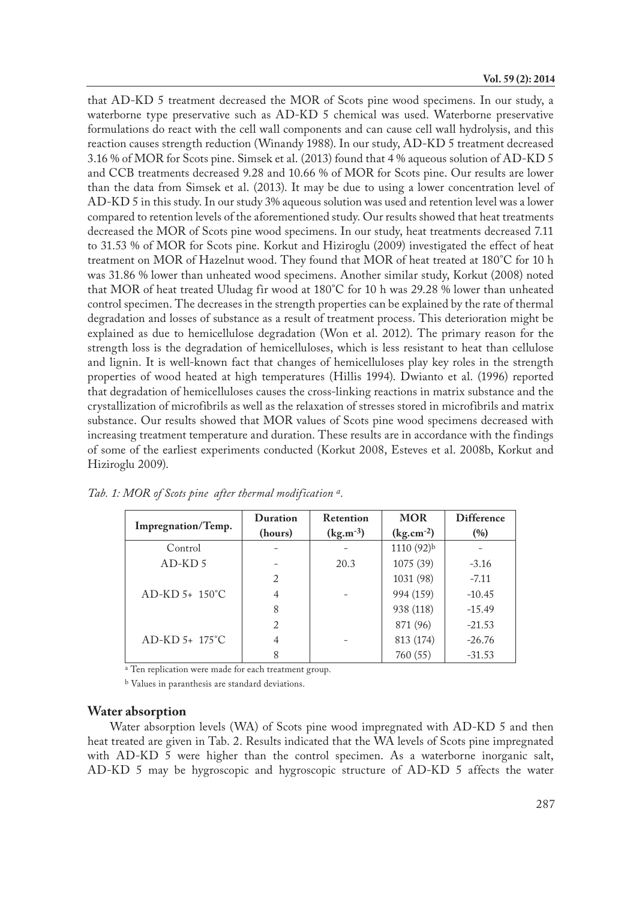that AD-KD 5 treatment decreased the MOR of Scots pine wood specimens. In our study, a waterborne type preservative such as AD-KD 5 chemical was used. Waterborne preservative formulations do react with the cell wall components and can cause cell wall hydrolysis, and this reaction causes strength reduction (Winandy 1988). In our study, AD-KD 5 treatment decreased 3.16 % of MOR for Scots pine. Simsek et al. (2013) found that 4 % aqueous solution of AD-KD 5 and CCB treatments decreased 9.28 and 10.66 % of MOR for Scots pine. Our results are lower than the data from Simsek et al. (2013). It may be due to using a lower concentration level of AD-KD 5 in this study. In our study 3% aqueous solution was used and retention level was a lower compared to retention levels of the aforementioned study. Our results showed that heat treatments decreased the MOR of Scots pine wood specimens. In our study, heat treatments decreased 7.11 to 31.53 % of MOR for Scots pine. Korkut and Hiziroglu (2009) investigated the effect of heat treatment on MOR of Hazelnut wood. They found that MOR of heat treated at 180°C for 10 h was 31.86 % lower than unheated wood specimens. Another similar study, Korkut (2008) noted that MOR of heat treated Uludag fir wood at 180°C for 10 h was 29.28 % lower than unheated control specimen. The decreases in the strength properties can be explained by the rate of thermal degradation and losses of substance as a result of treatment process. This deterioration might be explained as due to hemicellulose degradation (Won et al. 2012). The primary reason for the strength loss is the degradation of hemicelluloses, which is less resistant to heat than cellulose and lignin. It is well-known fact that changes of hemicelluloses play key roles in the strength properties of wood heated at high temperatures (Hillis 1994). Dwianto et al. (1996) reported that degradation of hemicelluloses causes the cross-linking reactions in matrix substance and the crystallization of microfibrils as well as the relaxation of stresses stored in microfibrils and matrix substance. Our results showed that MOR values of Scots pine wood specimens decreased with increasing treatment temperature and duration. These results are in accordance with the findings of some of the earliest experiments conducted (Korkut 2008, Esteves et al. 2008b, Korkut and Hiziroglu 2009).

*Tab. 1: MOR of Scots pine after thermal modification* [a].

| Impregnation/Temp. | Duration (hours) | Retention ($kg.m^{-3}$) | MOR ($kg.cm^{-2}$) | Difference (%) |
|---|---|---|---|---|
| Control | - | - | 1110 (92)[b] | - |
| AD-KD 5 | - | 20.3 | 1075 (39) | -3.16 |
| AD-KD 5+ 150°C | 2 | - | 1031 (98) | -7.11 |
| | 4 | | 994 (159) | -10.45 |
| | 8 | | 938 (118) | -15.49 |
| AD-KD 5+ 175°C | 2 | - | 871 (96) | -21.53 |
| | 4 | | 813 (174) | -26.76 |
| | 8 | | 760 (55) | -31.53 |

[a] Ten replication were made for each treatment group.

[b] Values in paranthesis are standard deviations.

### Water absorption

Water absorption levels (WA) of Scots pine wood impregnated with AD-KD 5 and then heat treated are given in Tab. 2. Results indicated that the WA levels of Scots pine impregnated with AD-KD 5 were higher than the control specimen. As a waterborne inorganic salt, AD-KD 5 may be hygroscopic and hygroscopic structure of AD-KD 5 affects the water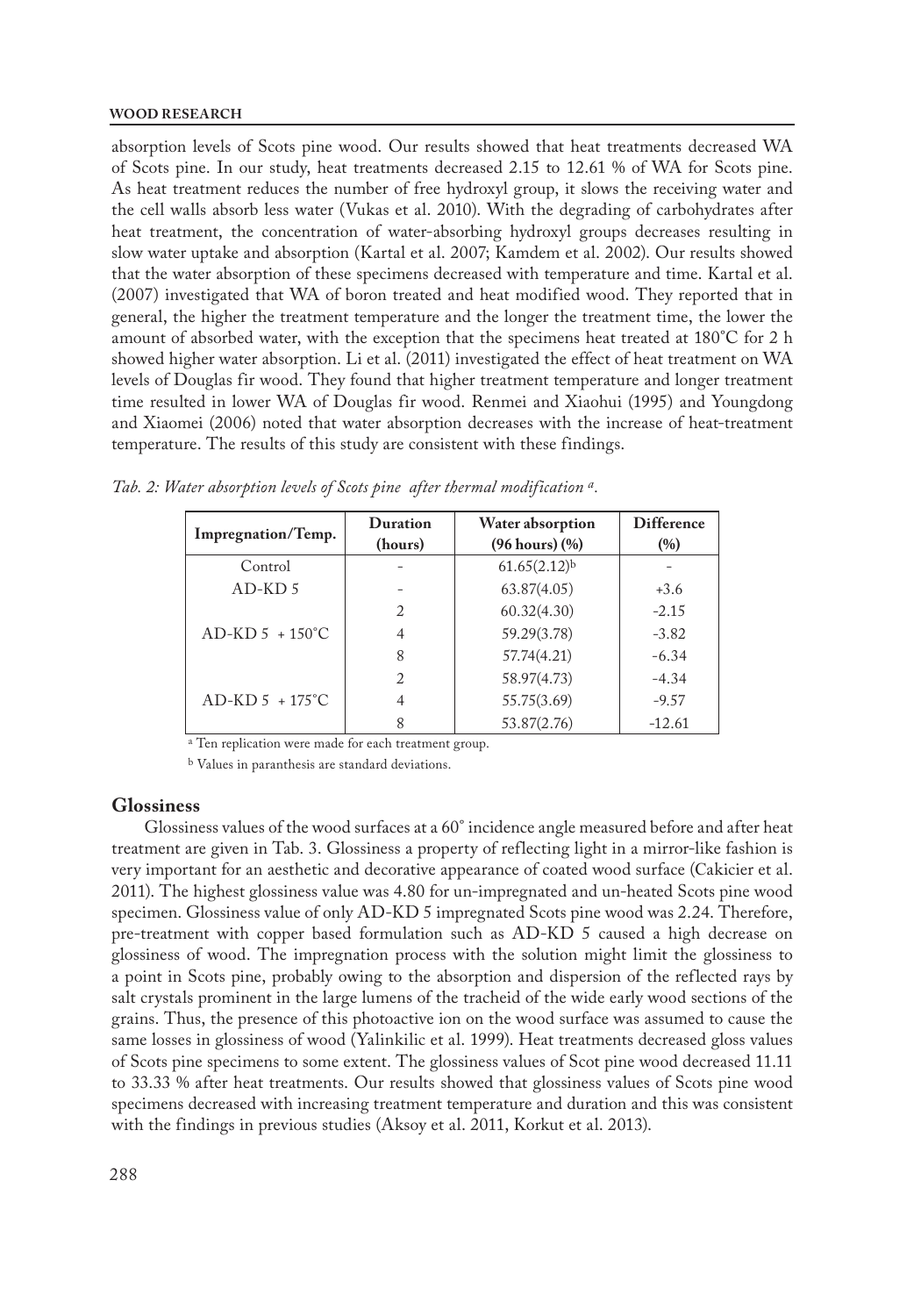absorption levels of Scots pine wood. Our results showed that heat treatments decreased WA of Scots pine. In our study, heat treatments decreased 2.15 to 12.61 % of WA for Scots pine. As heat treatment reduces the number of free hydroxyl group, it slows the receiving water and the cell walls absorb less water (Vukas et al. 2010). With the degrading of carbohydrates after heat treatment, the concentration of water-absorbing hydroxyl groups decreases resulting in slow water uptake and absorption (Kartal et al. 2007; Kamdem et al. 2002). Our results showed that the water absorption of these specimens decreased with temperature and time. Kartal et al. (2007) investigated that WA of boron treated and heat modified wood. They reported that in general, the higher the treatment temperature and the longer the treatment time, the lower the amount of absorbed water, with the exception that the specimens heat treated at 180°C for 2 h showed higher water absorption. Li et al. (2011) investigated the effect of heat treatment on WA levels of Douglas fir wood. They found that higher treatment temperature and longer treatment time resulted in lower WA of Douglas fir wood. Renmei and Xiaohui (1995) and Youngdong and Xiaomei (2006) noted that water absorption decreases with the increase of heat-treatment temperature. The results of this study are consistent with these findings.

*Tab. 2: Water absorption levels of Scots pine after thermal modification [a].*

| Impregnation/Temp. | Duration (hours) | Water absorption (96 hours) (%) | Difference (%) |
|---|---|---|---|
| Control | - | 61.65(2.12)[b] | - |
| AD-KD 5 | - | 63.87(4.05) | +3.6 |
| | 2 | 60.32(4.30) | -2.15 |
| AD-KD 5 + 150°C | 4 | 59.29(3.78) | -3.82 |
| | 8 | 57.74(4.21) | -6.34 |
| | 2 | 58.97(4.73) | -4.34 |
| AD-KD 5 + 175°C | 4 | 55.75(3.69) | -9.57 |
| | 8 | 53.87(2.76) | -12.61 |

[a] Ten replication were made for each treatment group.

[b] Values in paranthesis are standard deviations.

## Glossiness

Glossiness values of the wood surfaces at a 60° incidence angle measured before and after heat treatment are given in Tab. 3. Glossiness a property of reflecting light in a mirror-like fashion is very important for an aesthetic and decorative appearance of coated wood surface (Cakicier et al. 2011). The highest glossiness value was 4.80 for un-impregnated and un-heated Scots pine wood specimen. Glossiness value of only AD-KD 5 impregnated Scots pine wood was 2.24. Therefore, pre-treatment with copper based formulation such as AD-KD 5 caused a high decrease on glossiness of wood. The impregnation process with the solution might limit the glossiness to a point in Scots pine, probably owing to the absorption and dispersion of the reflected rays by salt crystals prominent in the large lumens of the tracheid of the wide early wood sections of the grains. Thus, the presence of this photoactive ion on the wood surface was assumed to cause the same losses in glossiness of wood (Yalinkilic et al. 1999). Heat treatments decreased gloss values of Scots pine specimens to some extent. The glossiness values of Scot pine wood decreased 11.11 to 33.33 % after heat treatments. Our results showed that glossiness values of Scots pine wood specimens decreased with increasing treatment temperature and duration and this was consistent with the findings in previous studies (Aksoy et al. 2011, Korkut et al. 2013).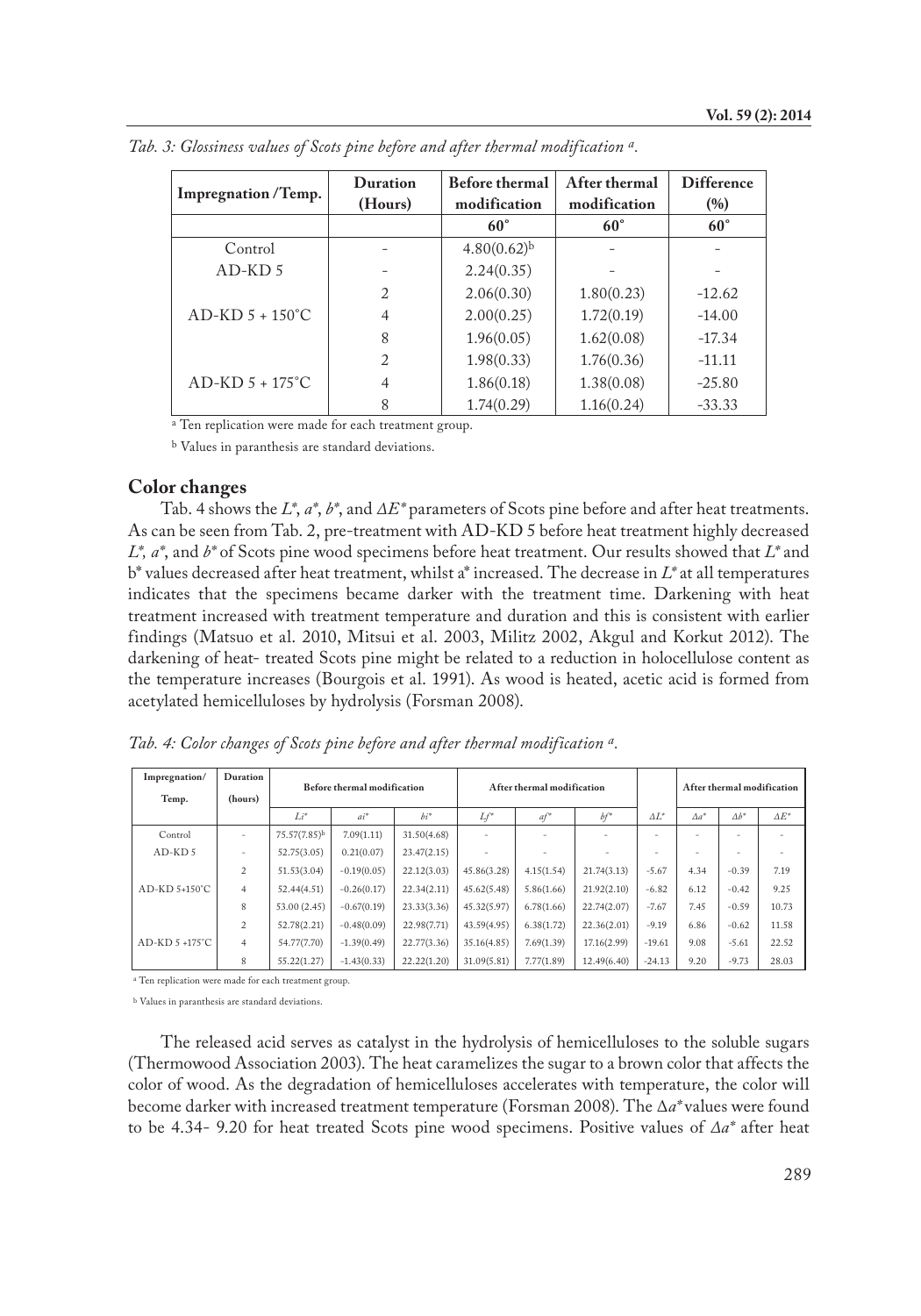*Tab. 3: Glossiness values of Scots pine before and after thermal modification [a].*

| Impregnation /Temp. | Duration (Hours) | Before thermal modification | After thermal modification | Difference (%) |
|---|---|---|---|---|
| | | 60° | 60° | 60° |
| Control | - | 4.80(0.62)[b] | - | - |
| AD-KD 5 | - | 2.24(0.35) | - | - |
| | 2 | 2.06(0.30) | 1.80(0.23) | -12.62 |
| AD-KD 5 + 150°C | 4 | 2.00(0.25) | 1.72(0.19) | -14.00 |
| | 8 | 1.96(0.05) | 1.62(0.08) | -17.34 |
| | 2 | 1.98(0.33) | 1.76(0.36) | -11.11 |
| AD-KD 5 + 175°C | 4 | 1.86(0.18) | 1.38(0.08) | -25.80 |
| | 8 | 1.74(0.29) | 1.16(0.24) | -33.33 |

[a] Ten replication were made for each treatment group.

[b] Values in paranthesis are standard deviations.

## Color changes

Tab. 4 shows the $L^*$, $a^*$, $b^*$, and $\Delta E^*$ parameters of Scots pine before and after heat treatments. As can be seen from Tab. 2, pre-treatment with AD-KD 5 before heat treatment highly decreased $L^*$, $a^*$, and $b^*$ of Scots pine wood specimens before heat treatment. Our results showed that $L^*$ and $b^*$ values decreased after heat treatment, whilst $a^*$ increased. The decrease in $L^*$ at all temperatures indicates that the specimens became darker with the treatment time. Darkening with heat treatment increased with treatment temperature and duration and this is consistent with earlier findings (Matsuo et al. 2010, Mitsui et al. 2003, Militz 2002, Akgul and Korkut 2012). The darkening of heat- treated Scots pine might be related to a reduction in holocellulose content as the temperature increases (Bourgois et al. 1991). As wood is heated, acetic acid is formed from acetylated hemicelluloses by hydrolysis (Forsman 2008).

*Tab. 4: Color changes of Scots pine before and after thermal modification [a].*

| Impregnation/ Temp. | Duration (hours) | Before thermal modification | | | After thermal modification | | | | After thermal modification | | |
|---|---|---|---|---|---|---|---|---|---|---|---|
| | | $Li^*$ | $ai^*$ | $bi^*$ | $Lf^*$ | $af^*$ | $bf^*$ | $\Delta L^*$ | $\Delta a^*$ | $\Delta b^*$ | $\Delta E^*$ |
| Control | - | 75.57(7.85)[b] | 7.09(1.11) | 31.50(4.68) | - | - | - | - | - | - | - |
| AD-KD 5 | - | 52.75(3.05) | 0.21(0.07) | 23.47(2.15) | - | - | - | - | - | - | - |
| | 2 | 51.53(3.04) | -0.19(0.05) | 22.12(3.03) | 45.86(3.28) | 4.15(1.54) | 21.74(3.13) | -5.67 | 4.34 | -0.39 | 7.19 |
| AD-KD 5+150°C | 4 | 52.44(4.51) | -0.26(0.17) | 22.34(2.11) | 45.62(5.48) | 5.86(1.66) | 21.92(2.10) | -6.82 | 6.12 | -0.42 | 9.25 |
| | 8 | 53.00 (2.45) | -0.67(0.19) | 23.33(3.36) | 45.32(5.97) | 6.78(1.66) | 22.74(2.07) | -7.67 | 7.45 | -0.59 | 10.73 |
| | 2 | 52.78(2.21) | -0.48(0.09) | 22.98(7.71) | 43.59(4.95) | 6.38(1.72) | 22.36(2.01) | -9.19 | 6.86 | -0.62 | 11.58 |
| AD-KD 5 +175°C | 4 | 54.77(7.70) | -1.39(0.49) | 22.77(3.36) | 35.16(4.85) | 7.69(1.39) | 17.16(2.99) | -19.61 | 9.08 | -5.61 | 22.52 |
| | 8 | 55.22(1.27) | -1.43(0.33) | 22.22(1.20) | 31.09(5.81) | 7.77(1.89) | 12.49(6.40) | -24.13 | 9.20 | -9.73 | 28.03 |

[a] Ten replication were made for each treatment group.

[b] Values in paranthesis are standard deviations.

The released acid serves as catalyst in the hydrolysis of hemicelluloses to the soluble sugars (Thermowood Association 2003). The heat caramelizes the sugar to a brown color that affects the color of wood. As the degradation of hemicelluloses accelerates with temperature, the color will become darker with increased treatment temperature (Forsman 2008). The $\Delta a^*$ values were found to be 4.34- 9.20 for heat treated Scots pine wood specimens. Positive values of $\Delta a^*$ after heat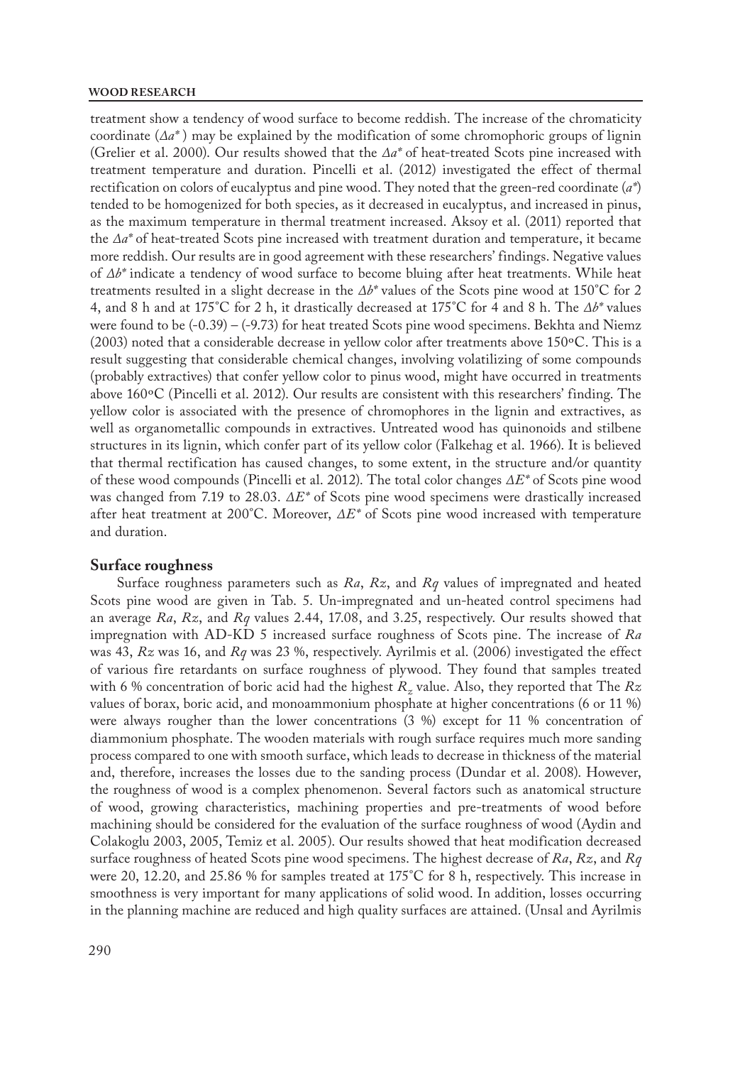treatment show a tendency of wood surface to become reddish. The increase of the chromaticity coordinate ($\Delta a^*$) may be explained by the modification of some chromophoric groups of lignin (Grelier et al. 2000). Our results showed that the $\Delta a^*$ of heat-treated Scots pine increased with treatment temperature and duration. Pincelli et al. (2012) investigated the effect of thermal rectification on colors of eucalyptus and pine wood. They noted that the green-red coordinate ($a^*$) tended to be homogenized for both species, as it decreased in eucalyptus, and increased in pinus, as the maximum temperature in thermal treatment increased. Aksoy et al. (2011) reported that the $\Delta a^*$ of heat-treated Scots pine increased with treatment duration and temperature, it became more reddish. Our results are in good agreement with these researchers' findings. Negative values of $\Delta b^*$ indicate a tendency of wood surface to become bluing after heat treatments. While heat treatments resulted in a slight decrease in the $\Delta b^*$ values of the Scots pine wood at 150°C for 2 4, and 8 h and at 175°C for 2 h, it drastically decreased at 175°C for 4 and 8 h. The $\Delta b^*$ values were found to be (-0.39) – (-9.73) for heat treated Scots pine wood specimens. Bekhta and Niemz (2003) noted that a considerable decrease in yellow color after treatments above 150ºC. This is a result suggesting that considerable chemical changes, involving volatilizing of some compounds (probably extractives) that confer yellow color to pinus wood, might have occurred in treatments above 160ºC (Pincelli et al. 2012). Our results are consistent with this researchers' finding. The yellow color is associated with the presence of chromophores in the lignin and extractives, as well as organometallic compounds in extractives. Untreated wood has quinonoids and stilbene structures in its lignin, which confer part of its yellow color (Falkehag et al. 1966). It is believed that thermal rectification has caused changes, to some extent, in the structure and/or quantity of these wood compounds (Pincelli et al. 2012). The total color changes $\Delta E^*$ of Scots pine wood was changed from 7.19 to 28.03. $\Delta E^*$ of Scots pine wood specimens were drastically increased after heat treatment at 200°C. Moreover, $\Delta E^*$ of Scots pine wood increased with temperature and duration.

## Surface roughness

Surface roughness parameters such as *Ra*, *Rz*, and *Rq* values of impregnated and heated Scots pine wood are given in Tab. 5. Un-impregnated and un-heated control specimens had an average *Ra*, *Rz*, and *Rq* values 2.44, 17.08, and 3.25, respectively. Our results showed that impregnation with AD-KD 5 increased surface roughness of Scots pine. The increase of *Ra* was 43, *Rz* was 16, and *Rq* was 23 %, respectively. Ayrilmis et al. (2006) investigated the effect of various fire retardants on surface roughness of plywood. They found that samples treated with 6 % concentration of boric acid had the highest $R_z$ value. Also, they reported that The *Rz* values of borax, boric acid, and monoammonium phosphate at higher concentrations (6 or 11 %) were always rougher than the lower concentrations (3 %) except for 11 % concentration of diammonium phosphate. The wooden materials with rough surface requires much more sanding process compared to one with smooth surface, which leads to decrease in thickness of the material and, therefore, increases the losses due to the sanding process (Dundar et al. 2008). However, the roughness of wood is a complex phenomenon. Several factors such as anatomical structure of wood, growing characteristics, machining properties and pre-treatments of wood before machining should be considered for the evaluation of the surface roughness of wood (Aydin and Colakoglu 2003, 2005, Temiz et al. 2005). Our results showed that heat modification decreased surface roughness of heated Scots pine wood specimens. The highest decrease of *Ra*, *Rz*, and *Rq* were 20, 12.20, and 25.86 % for samples treated at 175°C for 8 h, respectively. This increase in smoothness is very important for many applications of solid wood. In addition, losses occurring in the planning machine are reduced and high quality surfaces are attained. (Unsal and Ayrilmis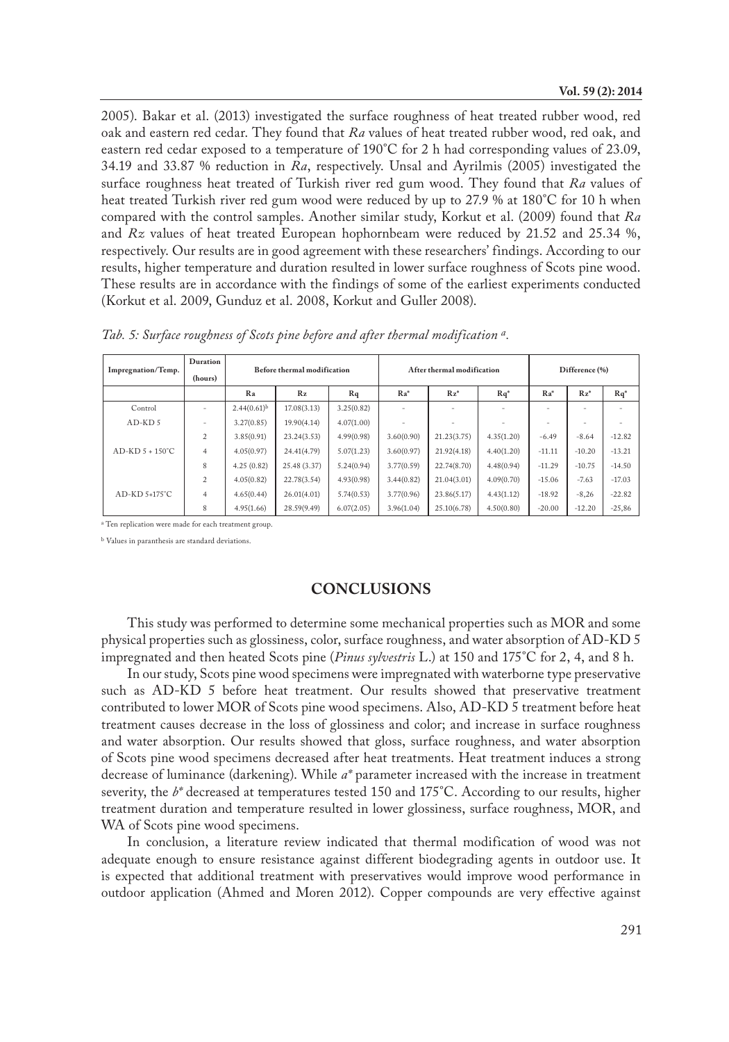2005). Bakar et al. (2013) investigated the surface roughness of heat treated rubber wood, red oak and eastern red cedar. They found that *Ra* values of heat treated rubber wood, red oak, and eastern red cedar exposed to a temperature of 190˚C for 2 h had corresponding values of 23.09, 34.19 and 33.87 % reduction in *Ra*, respectively. Unsal and Ayrilmis (2005) investigated the surface roughness heat treated of Turkish river red gum wood. They found that *Ra* values of heat treated Turkish river red gum wood were reduced by up to 27.9 % at 180˚C for 10 h when compared with the control samples. Another similar study, Korkut et al. (2009) found that *Ra* and *Rz* values of heat treated European hophornbeam were reduced by 21.52 and 25.34 %, respectively. Our results are in good agreement with these researchers' findings. According to our results, higher temperature and duration resulted in lower surface roughness of Scots pine wood. These results are in accordance with the findings of some of the earliest experiments conducted (Korkut et al. 2009, Gunduz et al. 2008, Korkut and Guller 2008).

*Tab. 5: Surface roughness of Scots pine before and after thermal modification [a].*

| Impregnation/Temp. | Duration (hours) | Before thermal modification | | | After thermal modification | | | Difference (%) | | |
|---|---|---|---|---|---|---|---|---|---|---|
| | | Ra | Rz | Rq | Ra* | Rz* | Rq* | Ra* | Rz* | Rq* |
| Control | - | 2.44(0.61)[b] | 17.08(3.13) | 3.25(0.82) | - | - | - | - | - | - |
| AD-KD 5 | - | 3.27(0.85) | 19.90(4.14) | 4.07(1.00) | - | - | - | - | - | - |
| | 2 | 3.85(0.91) | 23.24(3.53) | 4.99(0.98) | 3.60(0.90) | 21.23(3.75) | 4.35(1.20) | -6.49 | -8.64 | -12.82 |
| AD-KD 5 + 150˚C | 4 | 4.05(0.97) | 24.41(4.79) | 5.07(1.23) | 3.60(0.97) | 21.92(4.18) | 4.40(1.20) | -11.11 | -10.20 | -13.21 |
| | 8 | 4.25 (0.82) | 25.48 (3.37) | 5.24(0.94) | 3.77(0.59) | 22.74(8.70) | 4.48(0.94) | -11.29 | -10.75 | -14.50 |
| | 2 | 4.05(0.82) | 22.78(3.54) | 4.93(0.98) | 3.44(0.82) | 21.04(3.01) | 4.09(0.70) | -15.06 | -7.63 | -17.03 |
| AD-KD 5+175˚C | 4 | 4.65(0.44) | 26.01(4.01) | 5.74(0.53) | 3.77(0.96) | 23.86(5.17) | 4.43(1.12) | -18.92 | -8,26 | -22.82 |
| | 8 | 4.95(1.66) | 28.59(9.49) | 6.07(2.05) | 3.96(1.04) | 25.10(6.78) | 4.50(0.80) | -20.00 | -12.20 | -25,86 |

[a] Ten replication were made for each treatment group.

[b] Values in paranthesis are standard deviations.

## CONCLUSIONS

This study was performed to determine some mechanical properties such as MOR and some physical properties such as glossiness, color, surface roughness, and water absorption of AD-KD 5 impregnated and then heated Scots pine (*Pinus sylvestris* L.) at 150 and 175˚C for 2, 4, and 8 h.

In our study, Scots pine wood specimens were impregnated with waterborne type preservative such as AD-KD 5 before heat treatment. Our results showed that preservative treatment contributed to lower MOR of Scots pine wood specimens. Also, AD-KD 5 treatment before heat treatment causes decrease in the loss of glossiness and color; and increase in surface roughness and water absorption. Our results showed that gloss, surface roughness, and water absorption of Scots pine wood specimens decreased after heat treatments. Heat treatment induces a strong decrease of luminance (darkening). While $a^*$ parameter increased with the increase in treatment severity, the $b^*$ decreased at temperatures tested 150 and 175˚C. According to our results, higher treatment duration and temperature resulted in lower glossiness, surface roughness, MOR, and WA of Scots pine wood specimens.

In conclusion, a literature review indicated that thermal modification of wood was not adequate enough to ensure resistance against different biodegrading agents in outdoor use. It is expected that additional treatment with preservatives would improve wood performance in outdoor application (Ahmed and Moren 2012). Copper compounds are very effective against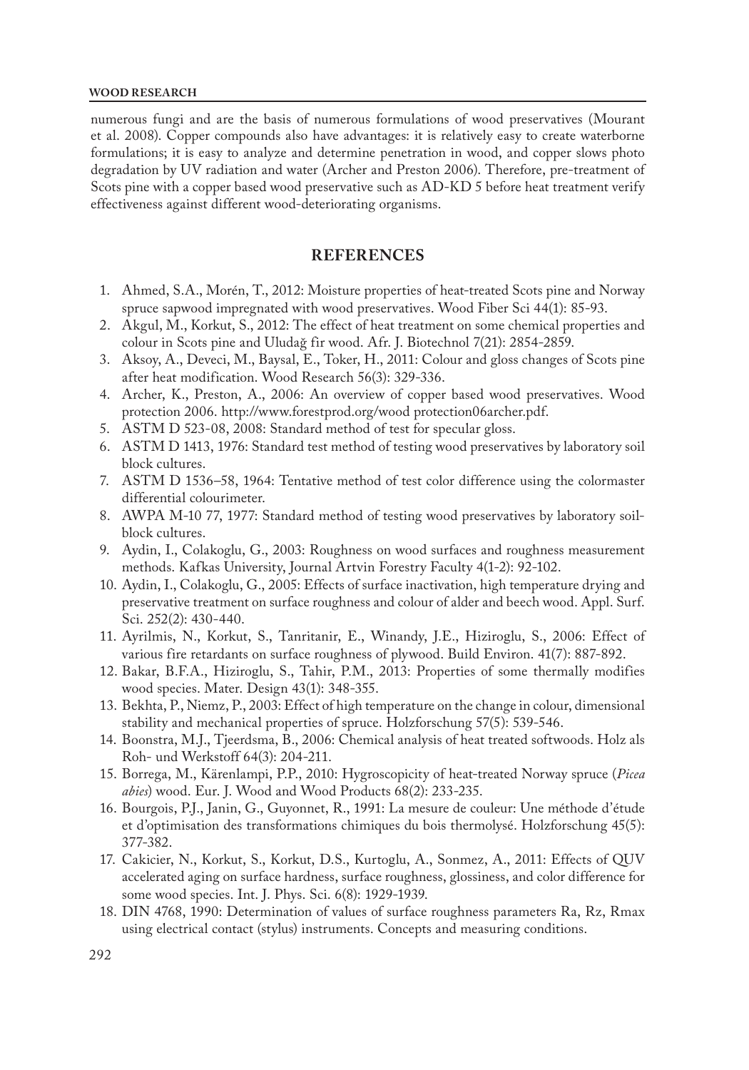numerous fungi and are the basis of numerous formulations of wood preservatives (Mourant et al. 2008). Copper compounds also have advantages: it is relatively easy to create waterborne formulations; it is easy to analyze and determine penetration in wood, and copper slows photo degradation by UV radiation and water (Archer and Preston 2006). Therefore, pre-treatment of Scots pine with a copper based wood preservative such as AD-KD 5 before heat treatment verify effectiveness against different wood-deteriorating organisms.

## REFERENCES

1. Ahmed, S.A., Morén, T., 2012: Moisture properties of heat-treated Scots pine and Norway spruce sapwood impregnated with wood preservatives. Wood Fiber Sci 44(1): 85-93.
2. Akgul, M., Korkut, S., 2012: The effect of heat treatment on some chemical properties and colour in Scots pine and Uludağ fir wood. Afr. J. Biotechnol 7(21): 2854-2859.
3. Aksoy, A., Deveci, M., Baysal, E., Toker, H., 2011: Colour and gloss changes of Scots pine after heat modification. Wood Research 56(3): 329-336.
4. Archer, K., Preston, A., 2006: An overview of copper based wood preservatives. Wood protection 2006. http://www.forestprod.org/wood protection06archer.pdf.
5. ASTM D 523-08, 2008: Standard method of test for specular gloss.
6. ASTM D 1413, 1976: Standard test method of testing wood preservatives by laboratory soil block cultures.
7. ASTM D 1536–58, 1964: Tentative method of test color difference using the colormaster differential colourimeter.
8. AWPA M-10 77, 1977: Standard method of testing wood preservatives by laboratory soil-block cultures.
9. Aydin, I., Colakoglu, G., 2003: Roughness on wood surfaces and roughness measurement methods. Kafkas University, Journal Artvin Forestry Faculty 4(1-2): 92-102.
10. Aydin, I., Colakoglu, G., 2005: Effects of surface inactivation, high temperature drying and preservative treatment on surface roughness and colour of alder and beech wood. Appl. Surf. Sci. 252(2): 430-440.
11. Ayrilmis, N., Korkut, S., Tanritanir, E., Winandy, J.E., Hiziroglu, S., 2006: Effect of various fire retardants on surface roughness of plywood. Build Environ. 41(7): 887-892.
12. Bakar, B.F.A., Hiziroglu, S., Tahir, P.M., 2013: Properties of some thermally modifies wood species. Mater. Design 43(1): 348-355.
13. Bekhta, P., Niemz, P., 2003: Effect of high temperature on the change in colour, dimensional stability and mechanical properties of spruce. Holzforschung 57(5): 539-546.
14. Boonstra, M.J., Tjeerdsma, B., 2006: Chemical analysis of heat treated softwoods. Holz als Roh- und Werkstoff 64(3): 204-211.
15. Borrega, M., Kärenlampi, P.P., 2010: Hygroscopicity of heat-treated Norway spruce (*Picea abies*) wood. Eur. J. Wood and Wood Products 68(2): 233-235.
16. Bourgois, P.J., Janin, G., Guyonnet, R., 1991: La mesure de couleur: Une méthode d'étude et d'optimisation des transformations chimiques du bois thermolysé. Holzforschung 45(5): 377-382.
17. Cakicier, N., Korkut, S., Korkut, D.S., Kurtoglu, A., Sonmez, A., 2011: Effects of QUV accelerated aging on surface hardness, surface roughness, glossiness, and color difference for some wood species. Int. J. Phys. Sci. 6(8): 1929-1939.
18. DIN 4768, 1990: Determination of values of surface roughness parameters Ra, Rz, Rmax using electrical contact (stylus) instruments. Concepts and measuring conditions.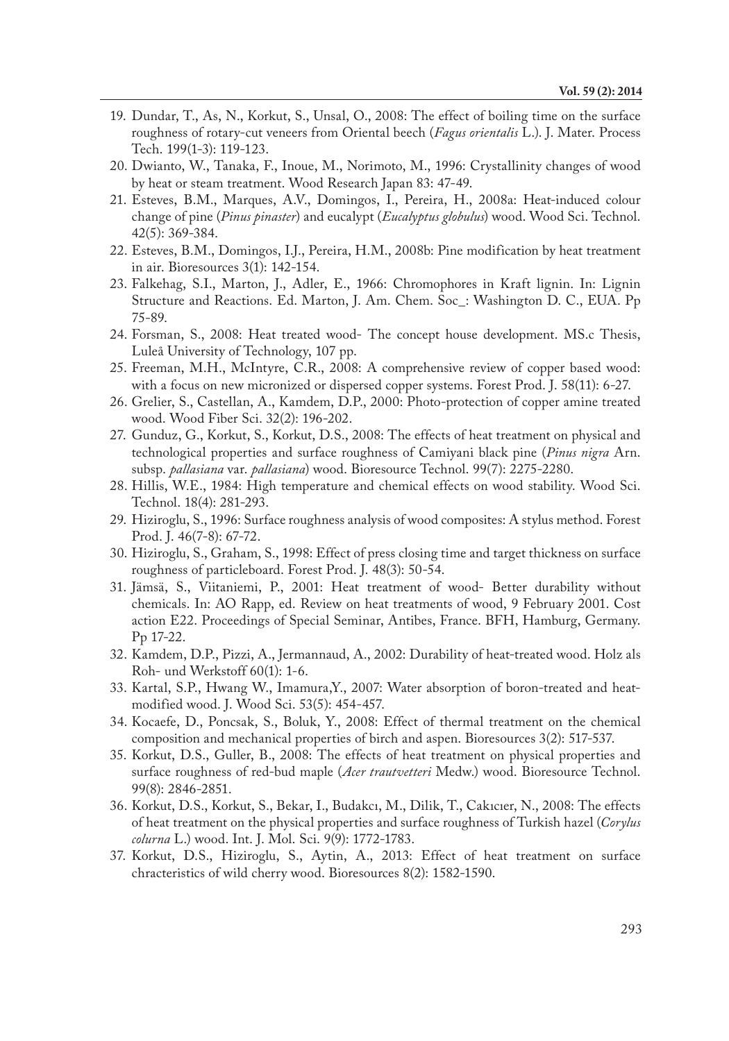19. Dundar, T., As, N., Korkut, S., Unsal, O., 2008: The effect of boiling time on the surface roughness of rotary-cut veneers from Oriental beech (*Fagus orientalis* L.). J. Mater. Process Tech. 199(1-3): 119-123.
20. Dwianto, W., Tanaka, F., Inoue, M., Norimoto, M., 1996: Crystallinity changes of wood by heat or steam treatment. Wood Research Japan 83: 47-49.
21. Esteves, B.M., Marques, A.V., Domingos, I., Pereira, H., 2008a: Heat-induced colour change of pine (*Pinus pinaster*) and eucalypt (*Eucalyptus globulus*) wood. Wood Sci. Technol. 42(5): 369-384.
22. Esteves, B.M., Domingos, I.J., Pereira, H.M., 2008b: Pine modification by heat treatment in air. Bioresources 3(1): 142-154.
23. Falkehag, S.I., Marton, J., Adler, E., 1966: Chromophores in Kraft lignin. In: Lignin Structure and Reactions. Ed. Marton, J. Am. Chem. Soc_: Washington D. C., EUA. Pp 75-89.
24. Forsman, S., 2008: Heat treated wood- The concept house development. MS.c Thesis, Luleå University of Technology, 107 pp.
25. Freeman, M.H., McIntyre, C.R., 2008: A comprehensive review of copper based wood: with a focus on new micronized or dispersed copper systems. Forest Prod. J. 58(11): 6-27.
26. Grelier, S., Castellan, A., Kamdem, D.P., 2000: Photo-protection of copper amine treated wood. Wood Fiber Sci. 32(2): 196-202.
27. Gunduz, G., Korkut, S., Korkut, D.S., 2008: The effects of heat treatment on physical and technological properties and surface roughness of Camiyani black pine (*Pinus nigra* Arn. subsp. *pallasiana* var. *pallasiana*) wood. Bioresource Technol. 99(7): 2275-2280.
28. Hillis, W.E., 1984: High temperature and chemical effects on wood stability. Wood Sci. Technol. 18(4): 281-293.
29. Hiziroglu, S., 1996: Surface roughness analysis of wood composites: A stylus method. Forest Prod. J. 46(7-8): 67-72.
30. Hiziroglu, S., Graham, S., 1998: Effect of press closing time and target thickness on surface roughness of particleboard. Forest Prod. J. 48(3): 50-54.
31. Jämsä, S., Viitaniemi, P., 2001: Heat treatment of wood- Better durability without chemicals. In: AO Rapp, ed. Review on heat treatments of wood, 9 February 2001. Cost action E22. Proceedings of Special Seminar, Antibes, France. BFH, Hamburg, Germany. Pp 17-22.
32. Kamdem, D.P., Pizzi, A., Jermannaud, A., 2002: Durability of heat-treated wood. Holz als Roh- und Werkstoff 60(1): 1-6.
33. Kartal, S.P., Hwang W., Imamura,Y., 2007: Water absorption of boron-treated and heat-modified wood. J. Wood Sci. 53(5): 454-457.
34. Kocaefe, D., Poncsak, S., Boluk, Y., 2008: Effect of thermal treatment on the chemical composition and mechanical properties of birch and aspen. Bioresources 3(2): 517-537.
35. Korkut, D.S., Guller, B., 2008: The effects of heat treatment on physical properties and surface roughness of red-bud maple (*Acer trautvetteri* Medw.) wood. Bioresource Technol. 99(8): 2846-2851.
36. Korkut, D.S., Korkut, S., Bekar, I., Budakcı, M., Dilik, T., Cakıcıer, N., 2008: The effects of heat treatment on the physical properties and surface roughness of Turkish hazel (*Corylus colurna* L.) wood. Int. J. Mol. Sci. 9(9): 1772-1783.
37. Korkut, D.S., Hiziroglu, S., Aytin, A., 2013: Effect of heat treatment on surface chracteristics of wild cherry wood. Bioresources 8(2): 1582-1590.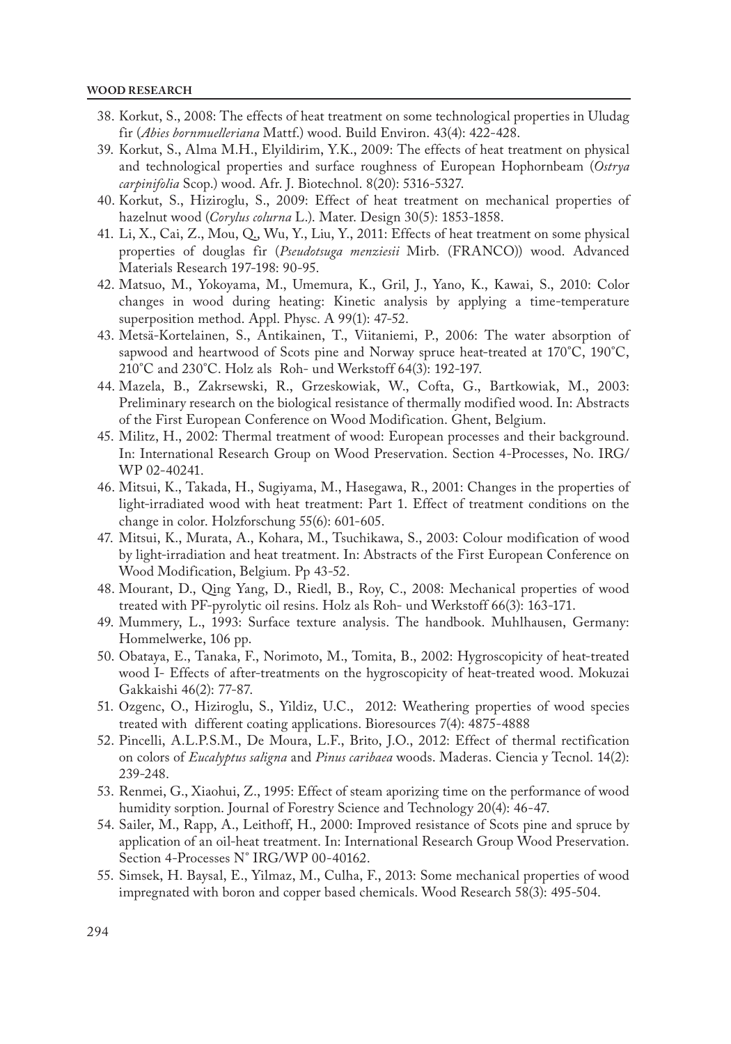38. Korkut, S., 2008: The effects of heat treatment on some technological properties in Uludag fir (*Abies bornmuelleriana* Mattf.) wood. Build Environ. 43(4): 422-428.
39. Korkut, S., Alma M.H., Elyildirim, Y.K., 2009: The effects of heat treatment on physical and technological properties and surface roughness of European Hophornbeam (*Ostrya carpinifolia* Scop.) wood. Afr. J. Biotechnol. 8(20): 5316-5327.
40. Korkut, S., Hiziroglu, S., 2009: Effect of heat treatment on mechanical properties of hazelnut wood (*Corylus colurna* L.). Mater. Design 30(5): 1853-1858.
41. Li, X., Cai, Z., Mou, Q., Wu, Y., Liu, Y., 2011: Effects of heat treatment on some physical properties of douglas fir (*Pseudotsuga menziesii* Mirb. (FRANCO)) wood. Advanced Materials Research 197-198: 90-95.
42. Matsuo, M., Yokoyama, M., Umemura, K., Gril, J., Yano, K., Kawai, S., 2010: Color changes in wood during heating: Kinetic analysis by applying a time-temperature superposition method. Appl. Physc. A 99(1): 47-52.
43. Metsä-Kortelainen, S., Antikainen, T., Viitaniemi, P., 2006: The water absorption of sapwood and heartwood of Scots pine and Norway spruce heat-treated at 170°C, 190°C, 210°C and 230°C. Holz als Roh- und Werkstoff 64(3): 192-197.
44. Mazela, B., Zakrsewski, R., Grzeskowiak, W., Cofta, G., Bartkowiak, M., 2003: Preliminary research on the biological resistance of thermally modified wood. In: Abstracts of the First European Conference on Wood Modification. Ghent, Belgium.
45. Militz, H., 2002: Thermal treatment of wood: European processes and their background. In: International Research Group on Wood Preservation. Section 4-Processes, No. IRG/WP 02-40241.
46. Mitsui, K., Takada, H., Sugiyama, M., Hasegawa, R., 2001: Changes in the properties of light-irradiated wood with heat treatment: Part 1. Effect of treatment conditions on the change in color. Holzforschung 55(6): 601-605.
47. Mitsui, K., Murata, A., Kohara, M., Tsuchikawa, S., 2003: Colour modification of wood by light-irradiation and heat treatment. In: Abstracts of the First European Conference on Wood Modification, Belgium. Pp 43-52.
48. Mourant, D., Qing Yang, D., Riedl, B., Roy, C., 2008: Mechanical properties of wood treated with PF-pyrolytic oil resins. Holz als Roh- und Werkstoff 66(3): 163-171.
49. Mummery, L., 1993: Surface texture analysis. The handbook. Muhlhausen, Germany: Hommelwerke, 106 pp.
50. Obataya, E., Tanaka, F., Norimoto, M., Tomita, B., 2002: Hygroscopicity of heat-treated wood I- Effects of after-treatments on the hygroscopicity of heat-treated wood. Mokuzai Gakkaishi 46(2): 77-87.
51. Ozgenc, O., Hiziroglu, S., Yildiz, U.C., 2012: Weathering properties of wood species treated with different coating applications. Bioresources 7(4): 4875-4888
52. Pincelli, A.L.P.S.M., De Moura, L.F., Brito, J.O., 2012: Effect of thermal rectification on colors of *Eucalyptus saligna* and *Pinus caribaea* woods. Maderas. Ciencia y Tecnol. 14(2): 239-248.
53. Renmei, G., Xiaohui, Z., 1995: Effect of steam aporizing time on the performance of wood humidity sorption. Journal of Forestry Science and Technology 20(4): 46-47.
54. Sailer, M., Rapp, A., Leithoff, H., 2000: Improved resistance of Scots pine and spruce by application of an oil-heat treatment. In: International Research Group Wood Preservation. Section 4-Processes N° IRG/WP 00-40162.
55. Simsek, H. Baysal, E., Yilmaz, M., Culha, F., 2013: Some mechanical properties of wood impregnated with boron and copper based chemicals. Wood Research 58(3): 495-504.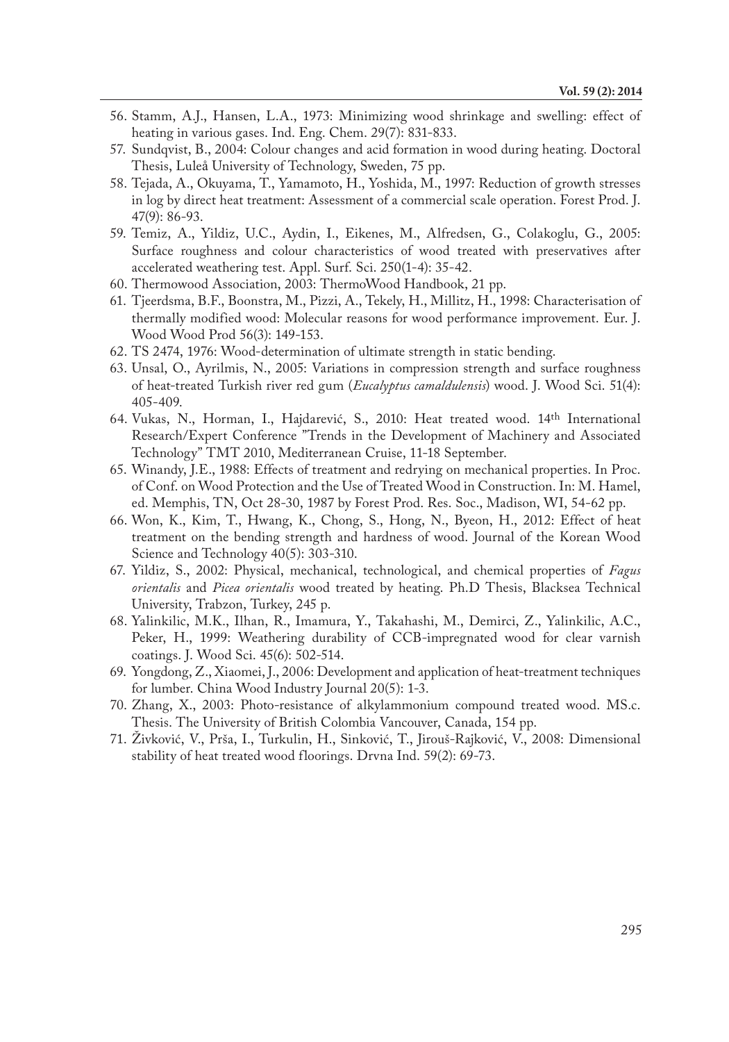56. Stamm, A.J., Hansen, L.A., 1973: Minimizing wood shrinkage and swelling: effect of heating in various gases. Ind. Eng. Chem. 29(7): 831-833.
57. Sundqvist, B., 2004: Colour changes and acid formation in wood during heating. Doctoral Thesis, Luleå University of Technology, Sweden, 75 pp.
58. Tejada, A., Okuyama, T., Yamamoto, H., Yoshida, M., 1997: Reduction of growth stresses in log by direct heat treatment: Assessment of a commercial scale operation. Forest Prod. J. 47(9): 86-93.
59. Temiz, A., Yildiz, U.C., Aydin, I., Eikenes, M., Alfredsen, G., Colakoglu, G., 2005: Surface roughness and colour characteristics of wood treated with preservatives after accelerated weathering test. Appl. Surf. Sci. 250(1-4): 35-42.
60. Thermowood Association, 2003: ThermoWood Handbook, 21 pp.
61. Tjeerdsma, B.F., Boonstra, M., Pizzi, A., Tekely, H., Millitz, H., 1998: Characterisation of thermally modified wood: Molecular reasons for wood performance improvement. Eur. J. Wood Wood Prod 56(3): 149-153.
62. TS 2474, 1976: Wood-determination of ultimate strength in static bending.
63. Unsal, O., Ayrilmis, N., 2005: Variations in compression strength and surface roughness of heat-treated Turkish river red gum (*Eucalyptus camaldulensis*) wood. J. Wood Sci. 51(4): 405-409.
64. Vukas, N., Horman, I., Hajdarević, S., 2010: Heat treated wood. 14th International Research/Expert Conference "Trends in the Development of Machinery and Associated Technology" TMT 2010, Mediterranean Cruise, 11-18 September.
65. Winandy, J.E., 1988: Effects of treatment and redrying on mechanical properties. In Proc. of Conf. on Wood Protection and the Use of Treated Wood in Construction. In: M. Hamel, ed. Memphis, TN, Oct 28-30, 1987 by Forest Prod. Res. Soc., Madison, WI, 54-62 pp.
66. Won, K., Kim, T., Hwang, K., Chong, S., Hong, N., Byeon, H., 2012: Effect of heat treatment on the bending strength and hardness of wood. Journal of the Korean Wood Science and Technology 40(5): 303-310.
67. Yildiz, S., 2002: Physical, mechanical, technological, and chemical properties of *Fagus orientalis* and *Picea orientalis* wood treated by heating. Ph.D Thesis, Blacksea Technical University, Trabzon, Turkey, 245 p.
68. Yalinkilic, M.K., Ilhan, R., Imamura, Y., Takahashi, M., Demirci, Z., Yalinkilic, A.C., Peker, H., 1999: Weathering durability of CCB-impregnated wood for clear varnish coatings. J. Wood Sci. 45(6): 502-514.
69. Yongdong, Z., Xiaomei, J., 2006: Development and application of heat-treatment techniques for lumber. China Wood Industry Journal 20(5): 1-3.
70. Zhang, X., 2003: Photo-resistance of alkylammonium compound treated wood. MS.c. Thesis. The University of British Colombia Vancouver, Canada, 154 pp.
71. Živković, V., Prša, I., Turkulin, H., Sinković, T., Jirouš-Rajković, V., 2008: Dimensional stability of heat treated wood floorings. Drvna Ind. 59(2): 69-73.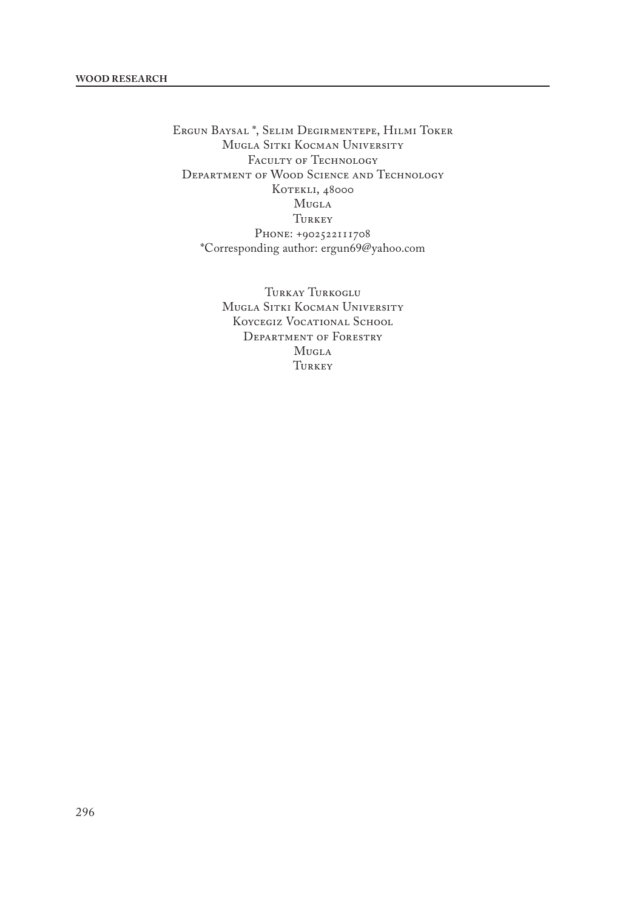Ergun Baysal *, Selim Degirmentepe, Hilmi Toker
Mugla Sitki Kocman University
Faculty of Technology
Department of Wood Science and Technology
Kotekli, 48000
Mugla
Turkey
Phone: +902522111708
*Corresponding author: ergun69@yahoo.com

Turkay Turkoglu
Mugla Sitki Kocman University
Koycegiz Vocational School
Department of Forestry
Mugla
Turkey